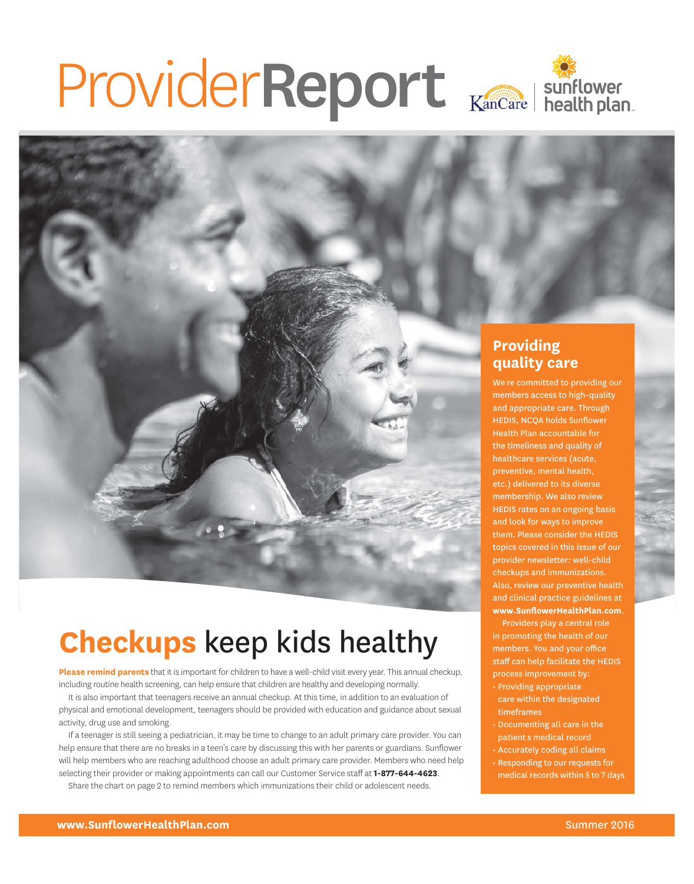# ProviderReport

KanCare | sunflower health plan

## Providing quality care

We're committed to providing our members access to high-quality and appropriate care. Through HEDIS, NCQA holds Sunflower Health Plan accountable for the timeliness and quality of healthcare services (acute, preventive, mental health, etc.) delivered to its diverse membership. We also review HEDIS rates on an ongoing basis and look for ways to improve them. Please consider the HEDIS topics covered in this issue of our provider newsletter: well-child checkups and immunizations. Also, review our preventive health and clinical practice guidelines at **www.SunflowerHealthPlan.com**.

Providers play a central role in promoting the health of our members. You and your office staff can help facilitate the HEDIS process improvement by:

- Providing appropriate care within the designated timeframes
- Documenting all care in the patient's medical record
- Accurately coding all claims
- Responding to our requests for medical records within 5 to 7 days

# Checkups keep kids healthy

**Please remind parents** that it is important for children to have a well-child visit every year. This annual checkup, including routine health screening, can help ensure that children are healthy and developing normally.

It is also important that teenagers receive an annual checkup. At this time, in addition to an evaluation of physical and emotional development, teenagers should be provided with education and guidance about sexual activity, drug use and smoking.

If a teenager is still seeing a pediatrician, it may be time to change to an adult primary care provider. You can help ensure that there are no breaks in a teen's care by discussing this with her parents or guardians. Sunflower will help members who are reaching adulthood choose an adult primary care provider. Members who need help selecting their provider or making appointments can call our Customer Service staff at **1-877-644-4623**.

Share the chart on page 2 to remind members which immunizations their child or adolescent needs.

**www.SunflowerHealthPlan.com** Summer 2016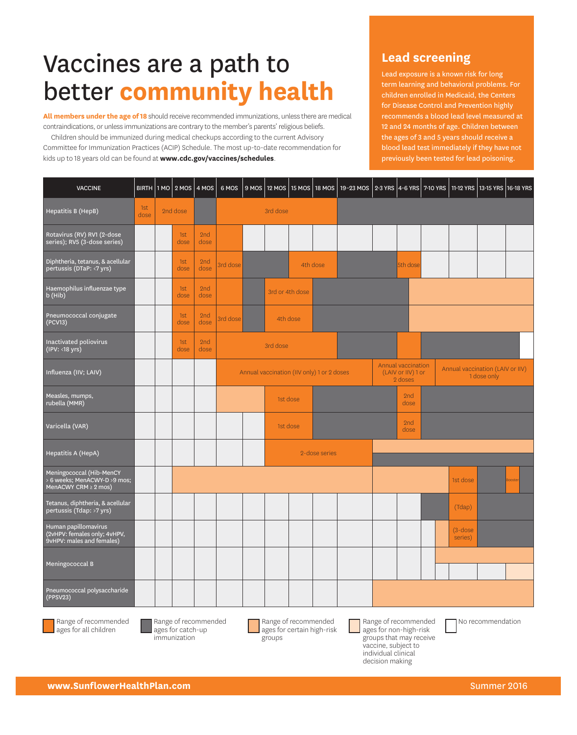# Vaccines are a path to better **community health**

**All members under the age of 18** should receive recommended immunizations, unless there are medical contraindications, or unless immunizations are contrary to the member's parents' religious beliefs.

Children should be immunized during medical checkups according to the current Advisory Committee for Immunization Practices (ACIP) Schedule. The most up-to-date recommendation for kids up to 18 years old can be found at **www.cdc.gov/vaccines/schedules**.

## Lead screening

Lead exposure is a known risk for long term learning and behavioral problems. For children enrolled in Medicaid, the Centers for Disease Control and Prevention highly recommends a blood lead level measured at 12 and 24 months of age. Children between the ages of 3 and 5 years should receive a blood lead test immediately if they have not previously been tested for lead poisoning.

| VACCINE | BIRTH | 1 MO | 2 MOS | 4 MOS | 6 MOS | 9 MOS | 12 MOS | 15 MOS | 18 MOS | 19–23 MOS | 2-3 YRS | 4-6 YRS | 7-10 YRS | 11-12 YRS | 13-15 YRS | 16-18 YRS |
|---|---|---|---|---|---|---|---|---|---|---|---|---|---|---|---|---|
| Hepatitis B (HepB) | 1st dose | 2nd dose | | | 3rd dose | | | | | | | | | | | |
| Rotavirus (RV) RV1 (2-dose series); RV5 (3-dose series) | | | 1st dose | 2nd dose | | | | | | | | | | | | |
| Diphtheria, tetanus, & acellular pertussis (DTaP: <7 yrs) | | | 1st dose | 2nd dose | 3rd dose | | | 4th dose | | | | 5th dose | | | | |
| Haemophilus influenzae type b (Hib) | | | 1st dose | 2nd dose | | | 3rd or 4th dose | | | | | | | | | |
| Pneumococcal conjugate (PCV13) | | | 1st dose | 2nd dose | 3rd dose | | 4th dose | | | | | | | | | |
| Inactivated poliovirus (IPV: <18 yrs) | | | 1st dose | 2nd dose | 3rd dose | | | | | | | | | | | |
| Influenza (IIV; LAIV) | | | | | Annual vaccination (IIV only) 1 or 2 doses | | | | | | Annual vaccination (LAIV or IIV) 1 or 2 doses | | Annual vaccination (LAIV or IIV) 1 dose only | | | |
| Measles, mumps, rubella (MMR) | | | | | | | 1st dose | | | | | 2nd dose | | | | |
| Varicella (VAR) | | | | | | | 1st dose | | | | | 2nd dose | | | | |
| Hepatitis A (HepA) | | | | | | | 2-dose series | | | | | | | | | |
| Meningococcal (Hib-MenCY > 6 weeks; MenACWY-D >9 mos; MenACWY CRM ≥ 2 mos) | | | | | | | | | | | | | | 1st dose | | Booster |
| Tetanus, diphtheria, & acellular pertussis (Tdap: >7 yrs) | | | | | | | | | | | | | | (Tdap) | | |
| Human papillomavirus (2vHPV: females only; 4vHPV, 9vHPV: males and females) | | | | | | | | | | | | | | (3-dose series) | | |
| Meningococcal B | | | | | | | | | | | | | | | | |
| Pneumococcal polysaccharide (PPSV23) | | | | | | | | | | | | | | | | |

- Range of recommended ages for all children
- Range of recommended ages for catch-up immunization
- Range of recommended ages for certain high-risk groups
- Range of recommended ages for non-high-risk groups that may receive vaccine, subject to individual clinical decision making
- No recommendation

**www.SunflowerHealthPlan.com** Summer 2016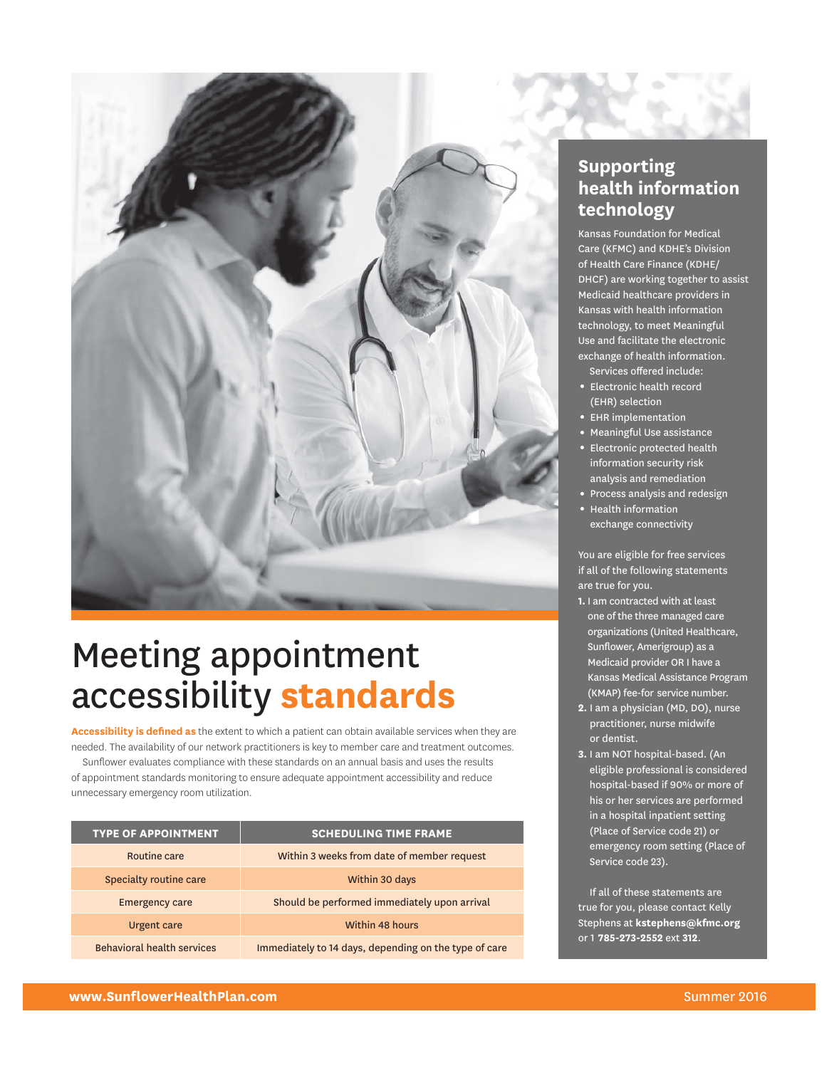# Meeting appointment accessibility **standards**

**Accessibility is defined as** the extent to which a patient can obtain available services when they are needed. The availability of our network practitioners is key to member care and treatment outcomes.

Sunflower evaluates compliance with these standards on an annual basis and uses the results of appointment standards monitoring to ensure adequate appointment accessibility and reduce unnecessary emergency room utilization.

| TYPE OF APPOINTMENT | SCHEDULING TIME FRAME |
|---|---|
| Routine care | Within 3 weeks from date of member request |
| Specialty routine care | Within 30 days |
| Emergency care | Should be performed immediately upon arrival |
| Urgent care | Within 48 hours |
| Behavioral health services | Immediately to 14 days, depending on the type of care |

## Supporting health information technology

Kansas Foundation for Medical Care (KFMC) and KDHE's Division of Health Care Finance (KDHE/DHCF) are working together to assist Medicaid healthcare providers in Kansas with health information technology, to meet Meaningful Use and facilitate the electronic exchange of health information.

Services offered include:

- Electronic health record (EHR) selection
- EHR implementation
- Meaningful Use assistance
- Electronic protected health information security risk analysis and remediation
- Process analysis and redesign
- Health information exchange connectivity

You are eligible for free services if all of the following statements are true for you.

1. I am contracted with at least one of the three managed care organizations (United Healthcare, Sunflower, Amerigroup) as a Medicaid provider OR I have a Kansas Medical Assistance Program (KMAP) fee-for service number.
2. I am a physician (MD, DO), nurse practitioner, nurse midwife or dentist.
3. I am NOT hospital-based. (An eligible professional is considered hospital-based if 90% or more of his or her services are performed in a hospital inpatient setting (Place of Service code 21) or emergency room setting (Place of Service code 23).

If all of these statements are true for you, please contact Kelly Stephens at **kstephens@kfmc.org** or 1 **785-273-2552** ext **312**.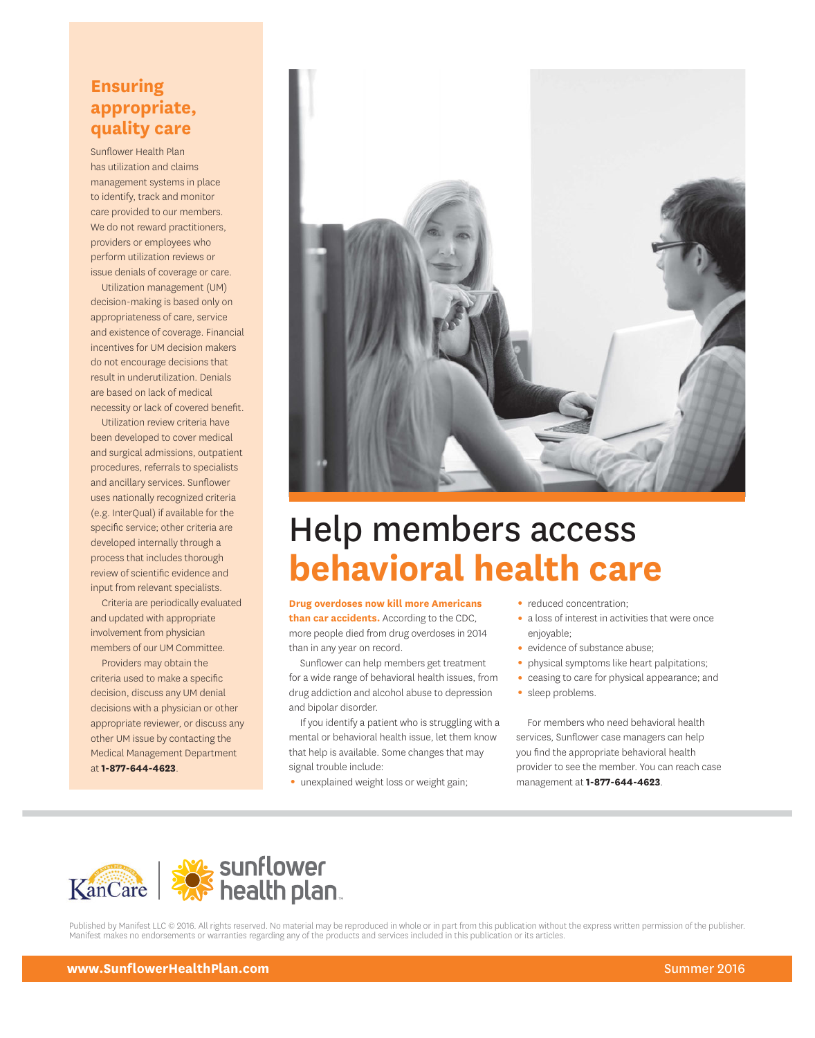## Ensuring appropriate, quality care

Sunflower Health Plan has utilization and claims management systems in place to identify, track and monitor care provided to our members. We do not reward practitioners, providers or employees who perform utilization reviews or issue denials of coverage or care.

Utilization management (UM) decision-making is based only on appropriateness of care, service and existence of coverage. Financial incentives for UM decision makers do not encourage decisions that result in underutilization. Denials are based on lack of medical necessity or lack of covered benefit.

Utilization review criteria have been developed to cover medical and surgical admissions, outpatient procedures, referrals to specialists and ancillary services. Sunflower uses nationally recognized criteria (e.g. InterQual) if available for the specific service; other criteria are developed internally through a process that includes thorough review of scientific evidence and input from relevant specialists.

Criteria are periodically evaluated and updated with appropriate involvement from physician members of our UM Committee.

Providers may obtain the criteria used to make a specific decision, discuss any UM denial decisions with a physician or other appropriate reviewer, or discuss any other UM issue by contacting the Medical Management Department at **1-877-644-4623**.

# Help members access **behavioral health care**

**Drug overdoses now kill more Americans than car accidents.** According to the CDC, more people died from drug overdoses in 2014 than in any year on record.

Sunflower can help members get treatment for a wide range of behavioral health issues, from drug addiction and alcohol abuse to depression and bipolar disorder.

If you identify a patient who is struggling with a mental or behavioral health issue, let them know that help is available. Some changes that may signal trouble include:

- unexplained weight loss or weight gain;
- reduced concentration;
- a loss of interest in activities that were once enjoyable;
- evidence of substance abuse;
- physical symptoms like heart palpitations;
- ceasing to care for physical appearance; and
- sleep problems.

For members who need behavioral health services, Sunflower case managers can help you find the appropriate behavioral health provider to see the member. You can reach case management at **1-877-644-4623**.

KanCare | sunflower health plan

Published by Manifest LLC © 2016. All rights reserved. No material may be reproduced in whole or in part from this publication without the express written permission of the publisher. Manifest makes no endorsements or warranties regarding any of the products and services included in this publication or its articles.

**www.SunflowerHealthPlan.com** Summer 2016